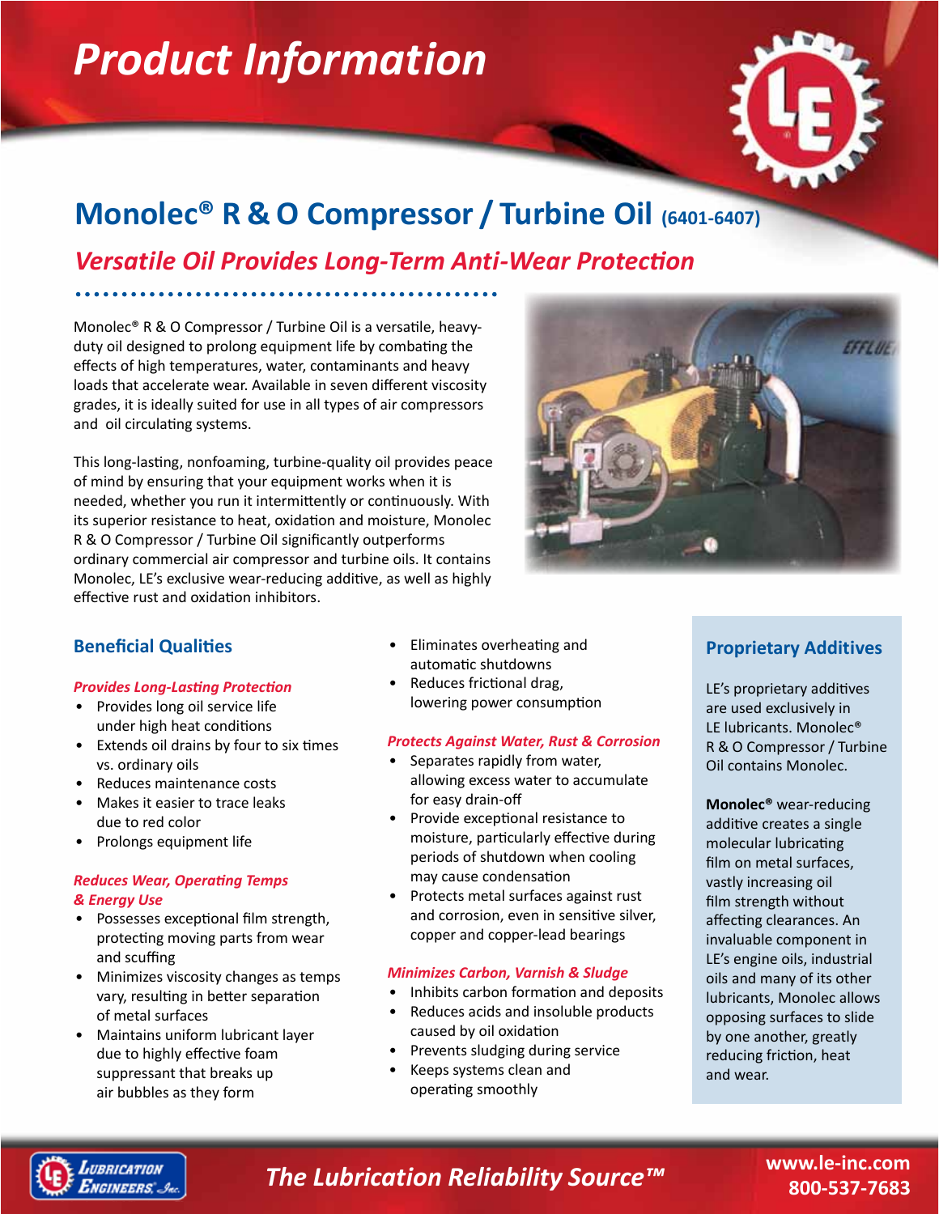# Product Information

## Monolec® R & O Compressor / Turbine Oil (6401-6407)

### *Versatile Oil Provides Long-Term Anti-Wear Protection*

Monolec® R & O Compressor / Turbine Oil is a versatile, heavy-duty oil designed to prolong equipment life by combating the effects of high temperatures, water, contaminants and heavy loads that accelerate wear. Available in seven different viscosity grades, it is ideally suited for use in all types of air compressors and oil circulating systems.

This long-lasting, nonfoaming, turbine-quality oil provides peace of mind by ensuring that your equipment works when it is needed, whether you run it intermittently or continuously. With its superior resistance to heat, oxidation and moisture, Monolec R & O Compressor / Turbine Oil significantly outperforms ordinary commercial air compressor and turbine oils. It contains Monolec, LE's exclusive wear-reducing additive, as well as highly effective rust and oxidation inhibitors.

### Beneficial Qualities

#### *Provides Long-Lasting Protection*

- Provides long oil service life under high heat conditions
- Extends oil drains by four to six times vs. ordinary oils
- Reduces maintenance costs
- Makes it easier to trace leaks due to red color
- Prolongs equipment life

#### *Reduces Wear, Operating Temps & Energy Use*

- Possesses exceptional film strength, protecting moving parts from wear and scuffing
- Minimizes viscosity changes as temps vary, resulting in better separation of metal surfaces
- Maintains uniform lubricant layer due to highly effective foam suppressant that breaks up air bubbles as they form
- Eliminates overheating and automatic shutdowns
- Reduces frictional drag, lowering power consumption

#### *Protects Against Water, Rust & Corrosion*

- Separates rapidly from water, allowing excess water to accumulate for easy drain-off
- Provide exceptional resistance to moisture, particularly effective during periods of shutdown when cooling may cause condensation
- Protects metal surfaces against rust and corrosion, even in sensitive silver, copper and copper-lead bearings

#### *Minimizes Carbon, Varnish & Sludge*

- Inhibits carbon formation and deposits
- Reduces acids and insoluble products caused by oil oxidation
- Prevents sludging during service
- Keeps systems clean and operating smoothly

### Proprietary Additives

LE's proprietary additives are used exclusively in LE lubricants. Monolec® R & O Compressor / Turbine Oil contains Monolec.

**Monolec®** wear-reducing additive creates a single molecular lubricating film on metal surfaces, vastly increasing oil film strength without affecting clearances. An invaluable component in LE's engine oils, industrial oils and many of its other lubricants, Monolec allows opposing surfaces to slide by one another, greatly reducing friction, heat and wear.

*The Lubrication Reliability Source™*

www.le-inc.com
800-537-7683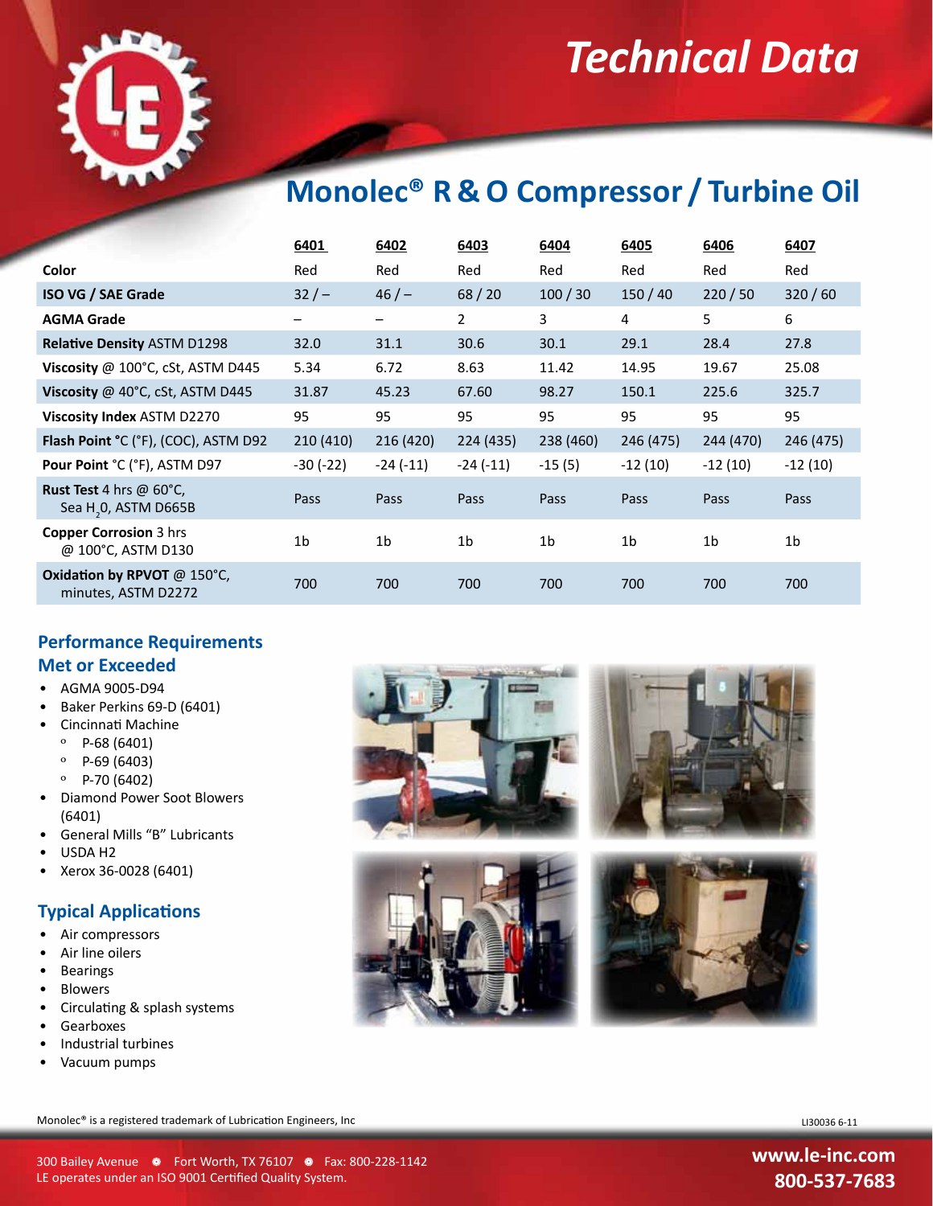# Technical Data

## Monolec® R & O Compressor / Turbine Oil

| | 6401 | 6402 | 6403 | 6404 | 6405 | 6406 | 6407 |
|---|---|---|---|---|---|---|---|
| **Color** | Red | Red | Red | Red | Red | Red | Red |
| **ISO VG / SAE Grade** | 32 / – | 46 / – | 68 / 20 | 100 / 30 | 150 / 40 | 220 / 50 | 320 / 60 |
| **AGMA Grade** | – | – | 2 | 3 | 4 | 5 | 6 |
| **Relative Density** ASTM D1298 | 32.0 | 31.1 | 30.6 | 30.1 | 29.1 | 28.4 | 27.8 |
| **Viscosity** @ 100°C, cSt, ASTM D445 | 5.34 | 6.72 | 8.63 | 11.42 | 14.95 | 19.67 | 25.08 |
| **Viscosity** @ 40°C, cSt, ASTM D445 | 31.87 | 45.23 | 67.60 | 98.27 | 150.1 | 225.6 | 325.7 |
| **Viscosity Index** ASTM D2270 | 95 | 95 | 95 | 95 | 95 | 95 | 95 |
| **Flash Point** °C (°F), (COC), ASTM D92 | 210 (410) | 216 (420) | 224 (435) | 238 (460) | 246 (475) | 244 (470) | 246 (475) |
| **Pour Point** °C (°F), ASTM D97 | -30 (-22) | -24 (-11) | -24 (-11) | -15 (5) | -12 (10) | -12 (10) | -12 (10) |
| **Rust Test** 4 hrs @ 60°C, Sea $H_2O$, ASTM D665B | Pass | Pass | Pass | Pass | Pass | Pass | Pass |
| **Copper Corrosion** 3 hrs @ 100°C, ASTM D130 | 1b | 1b | 1b | 1b | 1b | 1b | 1b |
| **Oxidation by RPVOT** @ 150°C, minutes, ASTM D2272 | 700 | 700 | 700 | 700 | 700 | 700 | 700 |

### Performance Requirements Met or Exceeded

- AGMA 9005-D94
- Baker Perkins 69-D (6401)
- Cincinnati Machine
  - P-68 (6401)
  - P-69 (6403)
  - P-70 (6402)
- Diamond Power Soot Blowers (6401)
- General Mills "B" Lubricants
- USDA H2
- Xerox 36-0028 (6401)

### Typical Applications

- Air compressors
- Air line oilers
- Bearings
- Blowers
- Circulating & splash systems
- Gearboxes
- Industrial turbines
- Vacuum pumps

Monolec® is a registered trademark of Lubrication Engineers, Inc

LI30036 6-11

300 Bailey Avenue • Fort Worth, TX 76107 • Fax: 800-228-1142
LE operates under an ISO 9001 Certified Quality System.

www.le-inc.com
800-537-7683